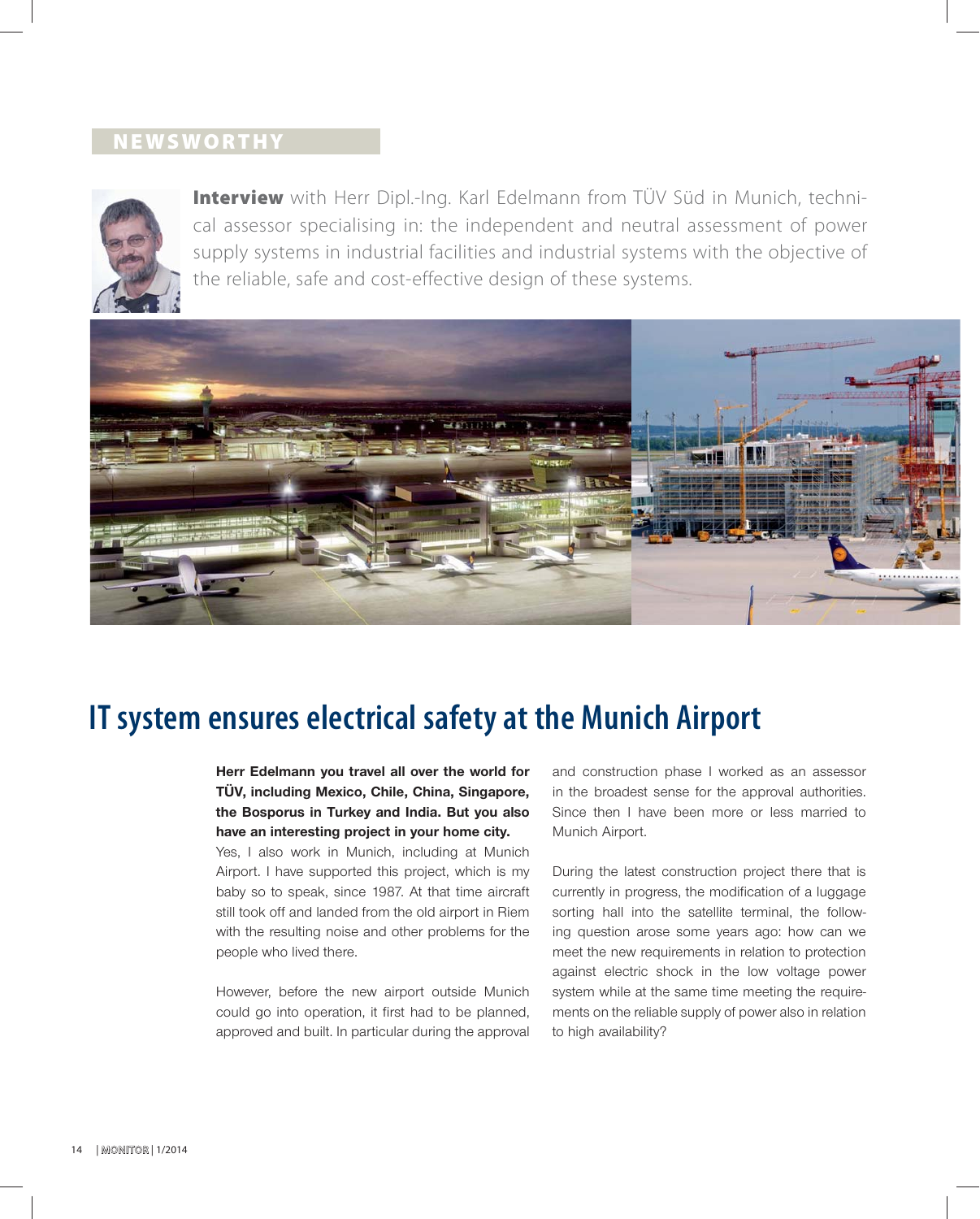NEWSWORTHY

**Interview** with Herr Dipl.-Ing. Karl Edelmann from TÜV Süd in Munich, technical assessor specialising in: the independent and neutral assessment of power supply systems in industrial facilities and industrial systems with the objective of the reliable, safe and cost-effective design of these systems.

# IT system ensures electrical safety at the Munich Airport

**Herr Edelmann you travel all over the world for TÜV, including Mexico, Chile, China, Singapore, the Bosporus in Turkey and India. But you also have an interesting project in your home city.**

Yes, I also work in Munich, including at Munich Airport. I have supported this project, which is my baby so to speak, since 1987. At that time aircraft still took off and landed from the old airport in Riem with the resulting noise and other problems for the people who lived there.

However, before the new airport outside Munich could go into operation, it first had to be planned, approved and built. In particular during the approval and construction phase I worked as an assessor in the broadest sense for the approval authorities. Since then I have been more or less married to Munich Airport.

During the latest construction project there that is currently in progress, the modification of a luggage sorting hall into the satellite terminal, the following question arose some years ago: how can we meet the new requirements in relation to protection against electric shock in the low voltage power system while at the same time meeting the requirements on the reliable supply of power also in relation to high availability?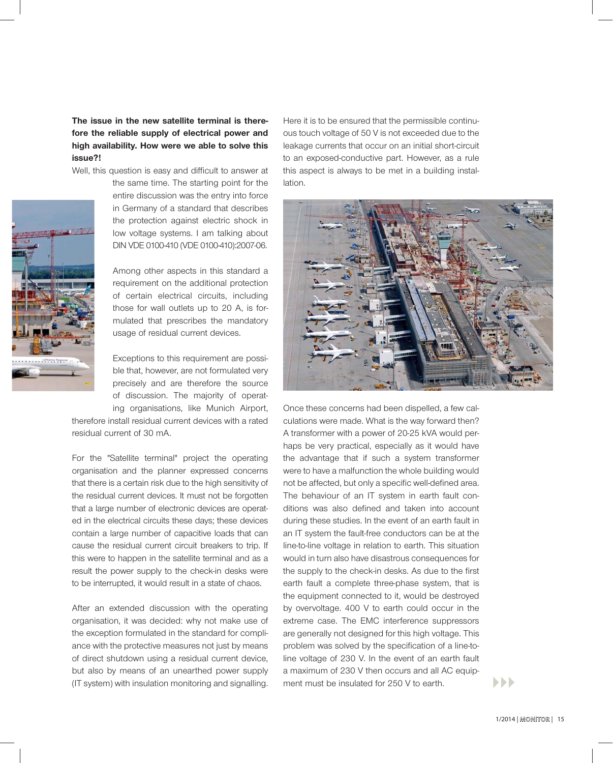**The issue in the new satellite terminal is therefore the reliable supply of electrical power and high availability. How were we able to solve this issue?!**

Well, this question is easy and difficult to answer at the same time. The starting point for the entire discussion was the entry into force in Germany of a standard that describes the protection against electric shock in low voltage systems. I am talking about DIN VDE 0100-410 (VDE 0100-410):2007-06.

Among other aspects in this standard a requirement on the additional protection of certain electrical circuits, including those for wall outlets up to 20 A, is formulated that prescribes the mandatory usage of residual current devices.

Exceptions to this requirement are possible that, however, are not formulated very precisely and are therefore the source of discussion. The majority of operating organisations, like Munich Airport, therefore install residual current devices with a rated residual current of 30 mA.

For the "Satellite terminal" project the operating organisation and the planner expressed concerns that there is a certain risk due to the high sensitivity of the residual current devices. It must not be forgotten that a large number of electronic devices are operated in the electrical circuits these days; these devices contain a large number of capacitive loads that can cause the residual current circuit breakers to trip. If this were to happen in the satellite terminal and as a result the power supply to the check-in desks were to be interrupted, it would result in a state of chaos.

After an extended discussion with the operating organisation, it was decided: why not make use of the exception formulated in the standard for compliance with the protective measures not just by means of direct shutdown using a residual current device, but also by means of an unearthed power supply (IT system) with insulation monitoring and signalling. Here it is to be ensured that the permissible continuous touch voltage of 50 V is not exceeded due to the leakage currents that occur on an initial short-circuit to an exposed-conductive part. However, as a rule this aspect is always to be met in a building installation.

Once these concerns had been dispelled, a few calculations were made. What is the way forward then? A transformer with a power of 20-25 kVA would perhaps be very practical, especially as it would have the advantage that if such a system transformer were to have a malfunction the whole building would not be affected, but only a specific well-defined area. The behaviour of an IT system in earth fault conditions was also defined and taken into account during these studies. In the event of an earth fault in an IT system the fault-free conductors can be at the line-to-line voltage in relation to earth. This situation would in turn also have disastrous consequences for the supply to the check-in desks. As due to the first earth fault a complete three-phase system, that is the equipment connected to it, would be destroyed by overvoltage. 400 V to earth could occur in the extreme case. The EMC interference suppressors are generally not designed for this high voltage. This problem was solved by the specification of a line-to-line voltage of 230 V. In the event of an earth fault a maximum of 230 V then occurs and all AC equipment must be insulated for 250 V to earth.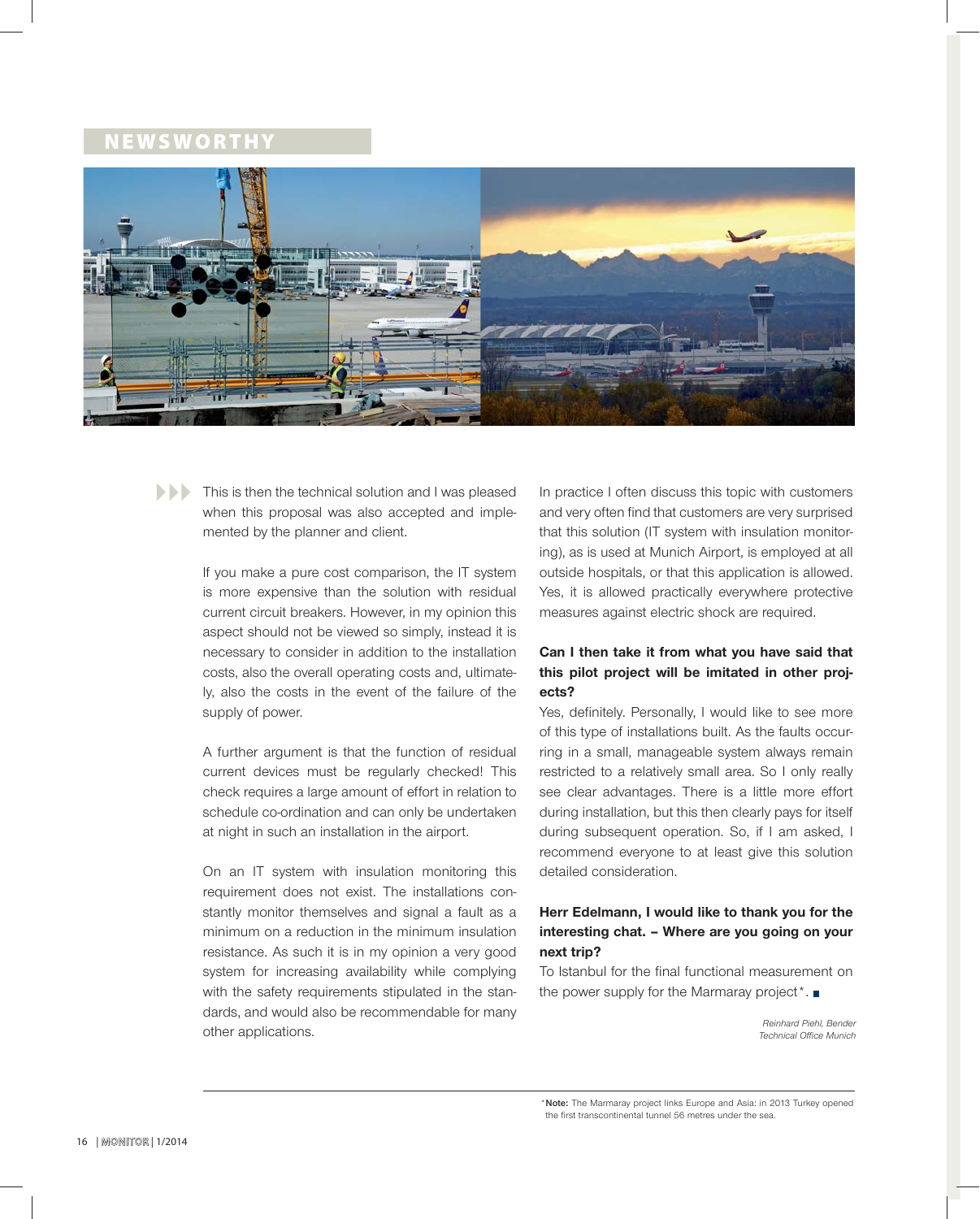NEWSWORTHY

This is then the technical solution and I was pleased when this proposal was also accepted and implemented by the planner and client.

If you make a pure cost comparison, the IT system is more expensive than the solution with residual current circuit breakers. However, in my opinion this aspect should not be viewed so simply, instead it is necessary to consider in addition to the installation costs, also the overall operating costs and, ultimately, also the costs in the event of the failure of the supply of power.

A further argument is that the function of residual current devices must be regularly checked! This check requires a large amount of effort in relation to schedule co-ordination and can only be undertaken at night in such an installation in the airport.

On an IT system with insulation monitoring this requirement does not exist. The installations constantly monitor themselves and signal a fault as a minimum on a reduction in the minimum insulation resistance. As such it is in my opinion a very good system for increasing availability while complying with the safety requirements stipulated in the standards, and would also be recommendable for many other applications.

In practice I often discuss this topic with customers and very often find that customers are very surprised that this solution (IT system with insulation monitoring), as is used at Munich Airport, is employed at all outside hospitals, or that this application is allowed. Yes, it is allowed practically everywhere protective measures against electric shock are required.

**Can I then take it from what you have said that this pilot project will be imitated in other projects?**

Yes, definitely. Personally, I would like to see more of this type of installations built. As the faults occurring in a small, manageable system always remain restricted to a relatively small area. So I only really see clear advantages. There is a little more effort during installation, but this then clearly pays for itself during subsequent operation. So, if I am asked, I recommend everyone to at least give this solution detailed consideration.

**Herr Edelmann, I would like to thank you for the interesting chat. – Where are you going on your next trip?**

To Istanbul for the final functional measurement on the power supply for the Marmaray project*. ■

*Reinhard Piehl, Bender Technical Office Munich*

*Note: The Marmaray project links Europe and Asia: in 2013 Turkey opened the first transcontinental tunnel 56 metres under the sea.